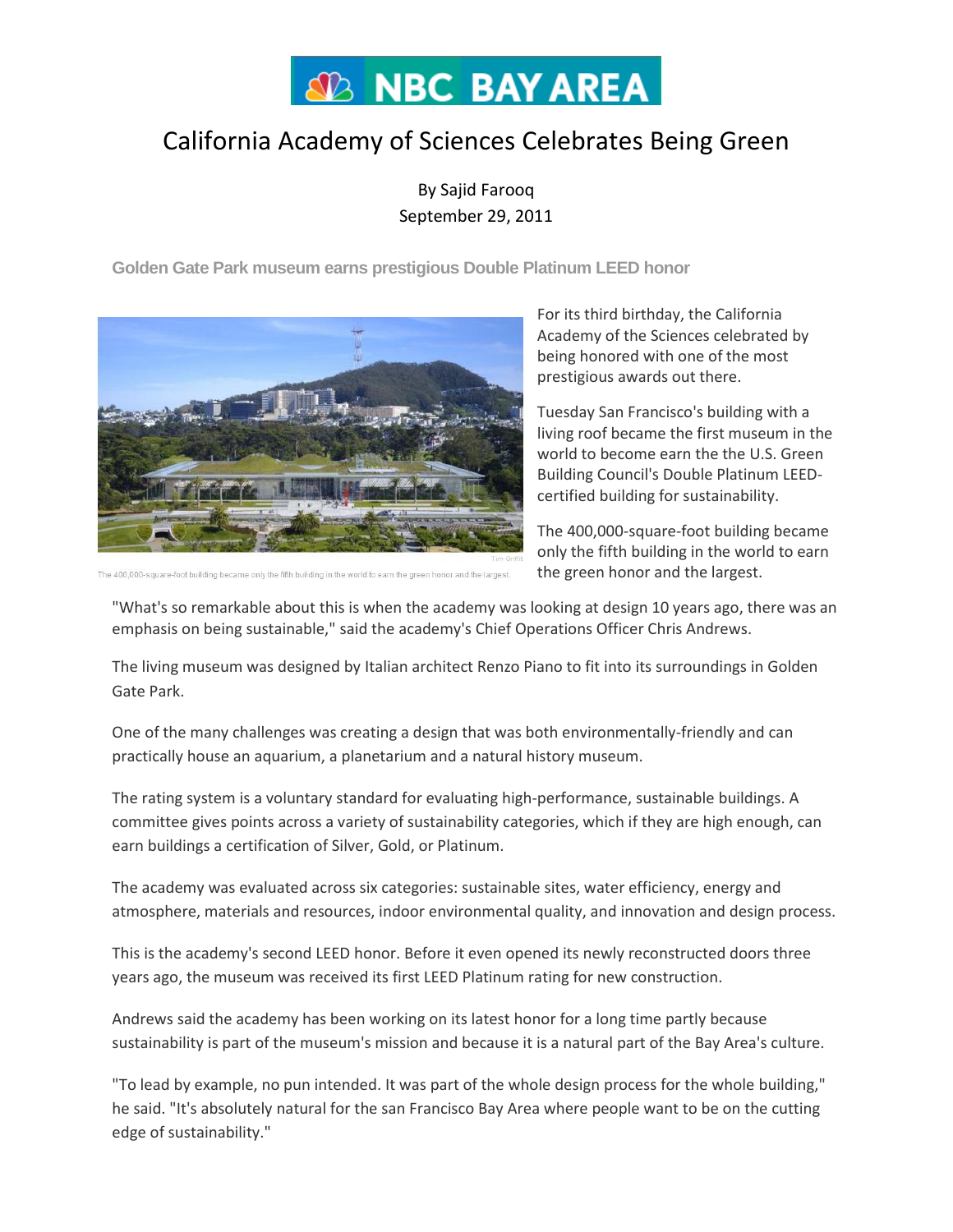NBC BAY AREA

# California Academy of Sciences Celebrates Being Green

By Sajid Farooq
September 29, 2011

**Golden Gate Park museum earns prestigious Double Platinum LEED honor**

The 400,000-square-foot building became only the fifth building in the world to earn the green honor and the largest.

For its third birthday, the California Academy of the Sciences celebrated by being honored with one of the most prestigious awards out there.

Tuesday San Francisco's building with a living roof became the first museum in the world to become earn the the U.S. Green Building Council's Double Platinum LEED-certified building for sustainability.

The 400,000-square-foot building became only the fifth building in the world to earn the green honor and the largest.

"What's so remarkable about this is when the academy was looking at design 10 years ago, there was an emphasis on being sustainable," said the academy's Chief Operations Officer Chris Andrews.

The living museum was designed by Italian architect Renzo Piano to fit into its surroundings in Golden Gate Park.

One of the many challenges was creating a design that was both environmentally-friendly and can practically house an aquarium, a planetarium and a natural history museum.

The rating system is a voluntary standard for evaluating high-performance, sustainable buildings. A committee gives points across a variety of sustainability categories, which if they are high enough, can earn buildings a certification of Silver, Gold, or Platinum.

The academy was evaluated across six categories: sustainable sites, water efficiency, energy and atmosphere, materials and resources, indoor environmental quality, and innovation and design process.

This is the academy's second LEED honor. Before it even opened its newly reconstructed doors three years ago, the museum was received its first LEED Platinum rating for new construction.

Andrews said the academy has been working on its latest honor for a long time partly because sustainability is part of the museum's mission and because it is a natural part of the Bay Area's culture.

"To lead by example, no pun intended. It was part of the whole design process for the whole building," he said. "It's absolutely natural for the san Francisco Bay Area where people want to be on the cutting edge of sustainability."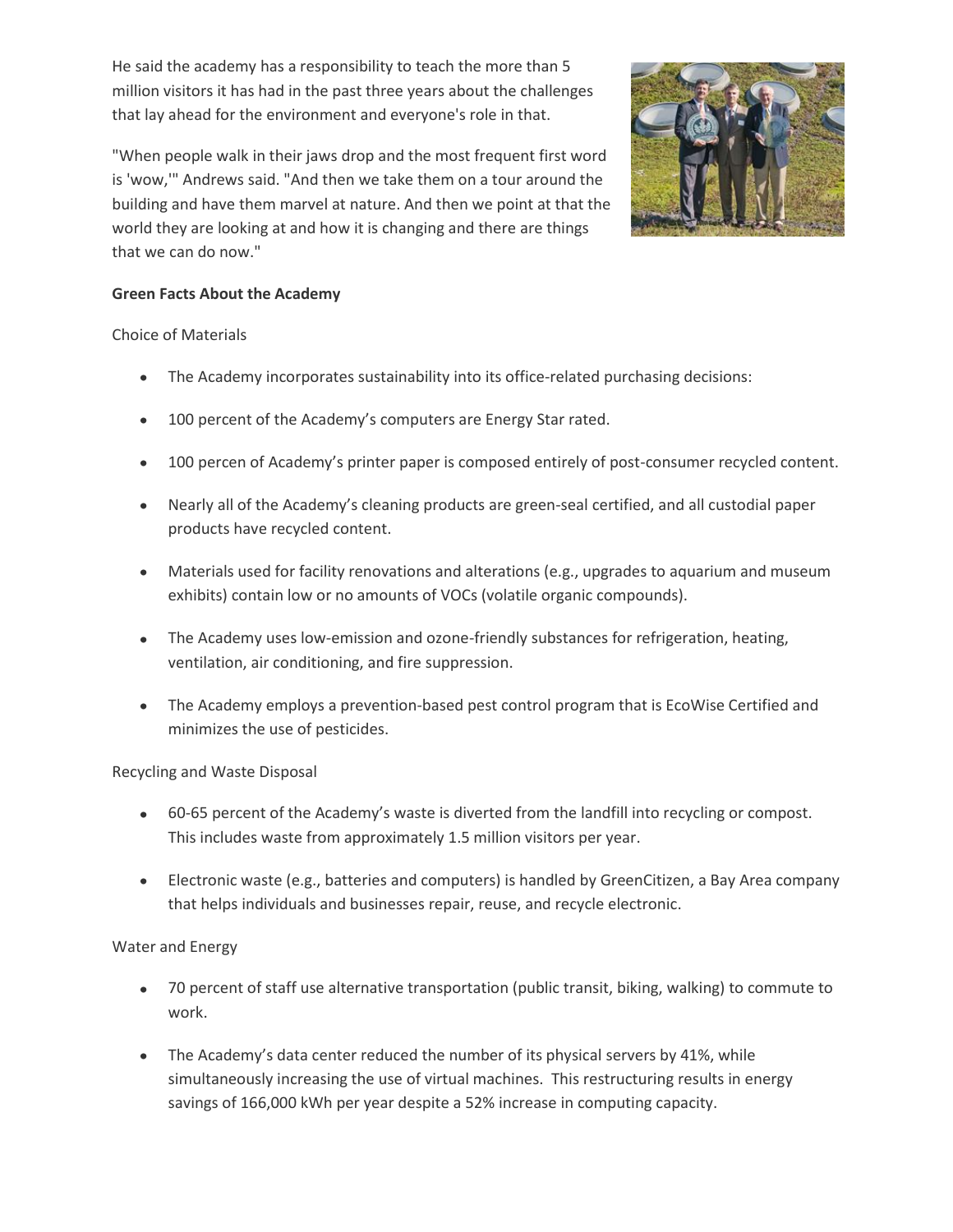He said the academy has a responsibility to teach the more than 5 million visitors it has had in the past three years about the challenges that lay ahead for the environment and everyone's role in that.

"When people walk in their jaws drop and the most frequent first word is 'wow,'" Andrews said. "And then we take them on a tour around the building and have them marvel at nature. And then we point at that the world they are looking at and how it is changing and there are things that we can do now."

**Green Facts About the Academy**

Choice of Materials

- The Academy incorporates sustainability into its office-related purchasing decisions:
- 100 percent of the Academy's computers are Energy Star rated.
- 100 percen of Academy's printer paper is composed entirely of post-consumer recycled content.
- Nearly all of the Academy's cleaning products are green-seal certified, and all custodial paper products have recycled content.
- Materials used for facility renovations and alterations (e.g., upgrades to aquarium and museum exhibits) contain low or no amounts of VOCs (volatile organic compounds).
- The Academy uses low-emission and ozone-friendly substances for refrigeration, heating, ventilation, air conditioning, and fire suppression.
- The Academy employs a prevention-based pest control program that is EcoWise Certified and minimizes the use of pesticides.

Recycling and Waste Disposal

- 60-65 percent of the Academy's waste is diverted from the landfill into recycling or compost. This includes waste from approximately 1.5 million visitors per year.
- Electronic waste (e.g., batteries and computers) is handled by GreenCitizen, a Bay Area company that helps individuals and businesses repair, reuse, and recycle electronic.

Water and Energy

- 70 percent of staff use alternative transportation (public transit, biking, walking) to commute to work.
- The Academy's data center reduced the number of its physical servers by 41%, while simultaneously increasing the use of virtual machines. This restructuring results in energy savings of 166,000 kWh per year despite a 52% increase in computing capacity.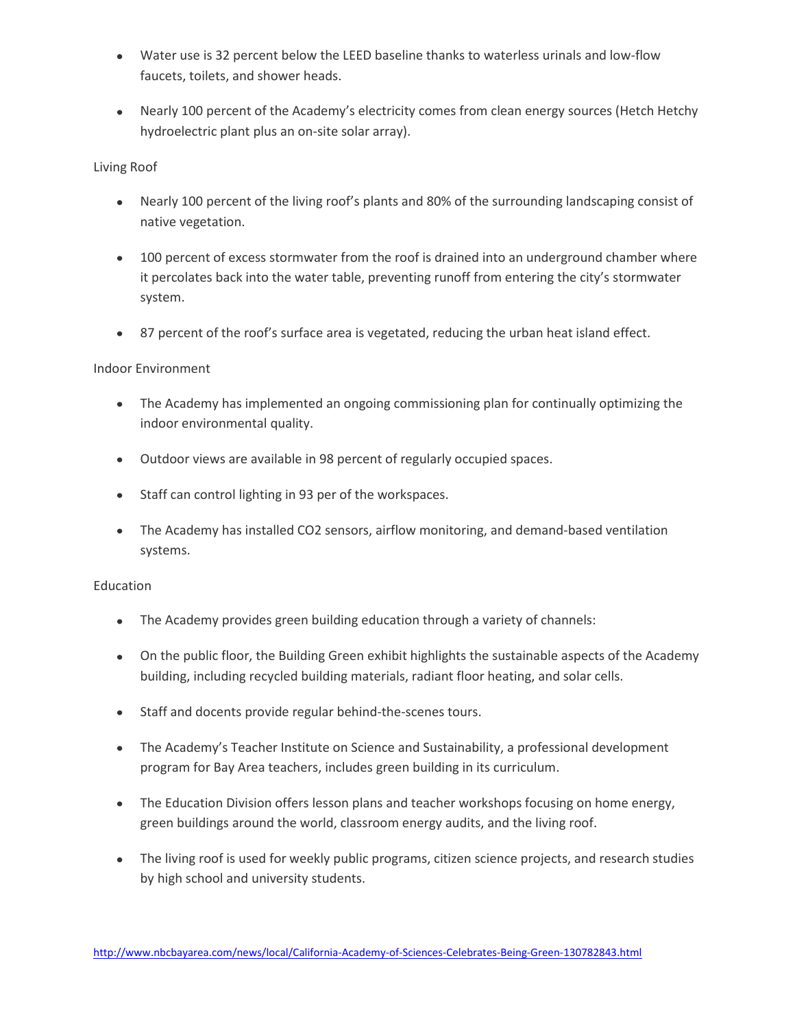- Water use is 32 percent below the LEED baseline thanks to waterless urinals and low-flow faucets, toilets, and shower heads.
- Nearly 100 percent of the Academy's electricity comes from clean energy sources (Hetch Hetchy hydroelectric plant plus an on-site solar array).

Living Roof

- Nearly 100 percent of the living roof's plants and 80% of the surrounding landscaping consist of native vegetation.
- 100 percent of excess stormwater from the roof is drained into an underground chamber where it percolates back into the water table, preventing runoff from entering the city's stormwater system.
- 87 percent of the roof's surface area is vegetated, reducing the urban heat island effect.

Indoor Environment

- The Academy has implemented an ongoing commissioning plan for continually optimizing the indoor environmental quality.
- Outdoor views are available in 98 percent of regularly occupied spaces.
- Staff can control lighting in 93 per of the workspaces.
- The Academy has installed CO2 sensors, airflow monitoring, and demand-based ventilation systems.

Education

- The Academy provides green building education through a variety of channels:
- On the public floor, the Building Green exhibit highlights the sustainable aspects of the Academy building, including recycled building materials, radiant floor heating, and solar cells.
- Staff and docents provide regular behind-the-scenes tours.
- The Academy's Teacher Institute on Science and Sustainability, a professional development program for Bay Area teachers, includes green building in its curriculum.
- The Education Division offers lesson plans and teacher workshops focusing on home energy, green buildings around the world, classroom energy audits, and the living roof.
- The living roof is used for weekly public programs, citizen science projects, and research studies by high school and university students.

http://www.nbcbayarea.com/news/local/California-Academy-of-Sciences-Celebrates-Being-Green-130782843.html